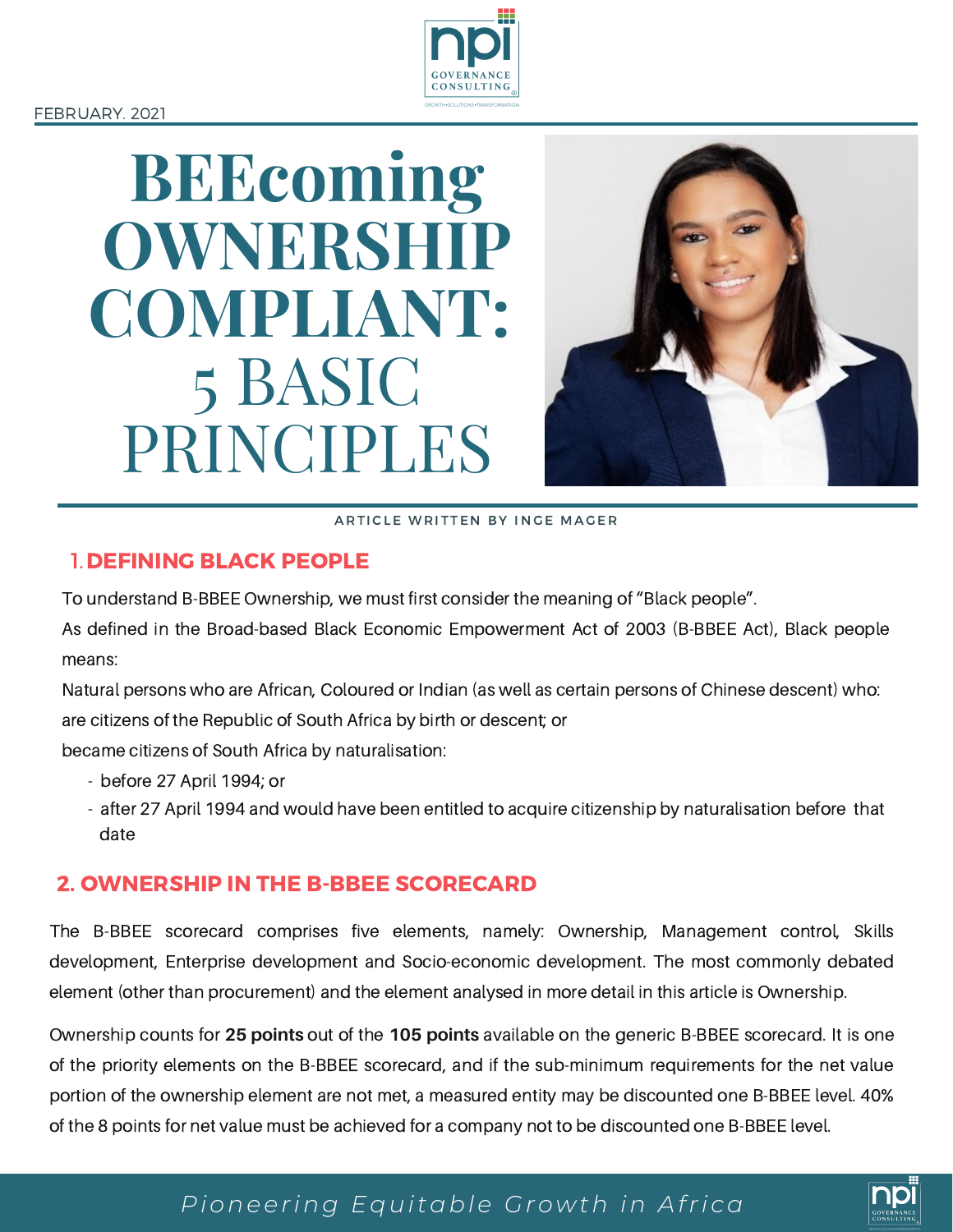FEBRUARY. 2021

# BEEcoming OWNERSHIP COMPLIANT: 5 BASIC PRINCIPLES

ARTICLE WRITTEN BY INGE MAGER

## 1. DEFINING BLACK PEOPLE

To understand B-BBEE Ownership, we must first consider the meaning of "Black people".

As defined in the Broad-based Black Economic Empowerment Act of 2003 (B-BBEE Act), Black people means:

Natural persons who are African, Coloured or Indian (as well as certain persons of Chinese descent) who:

are citizens of the Republic of South Africa by birth or descent; or

became citizens of South Africa by naturalisation:

- before 27 April 1994; or
- after 27 April 1994 and would have been entitled to acquire citizenship by naturalisation before that date

## 2. OWNERSHIP IN THE B-BBEE SCORECARD

The B-BBEE scorecard comprises five elements, namely: Ownership, Management control, Skills development, Enterprise development and Socio-economic development. The most commonly debated element (other than procurement) and the element analysed in more detail in this article is Ownership.

Ownership counts for **25 points** out of the **105 points** available on the generic B-BBEE scorecard. It is one of the priority elements on the B-BBEE scorecard, and if the sub-minimum requirements for the net value portion of the ownership element are not met, a measured entity may be discounted one B-BBEE level. 40% of the 8 points for net value must be achieved for a company not to be discounted one B-BBEE level.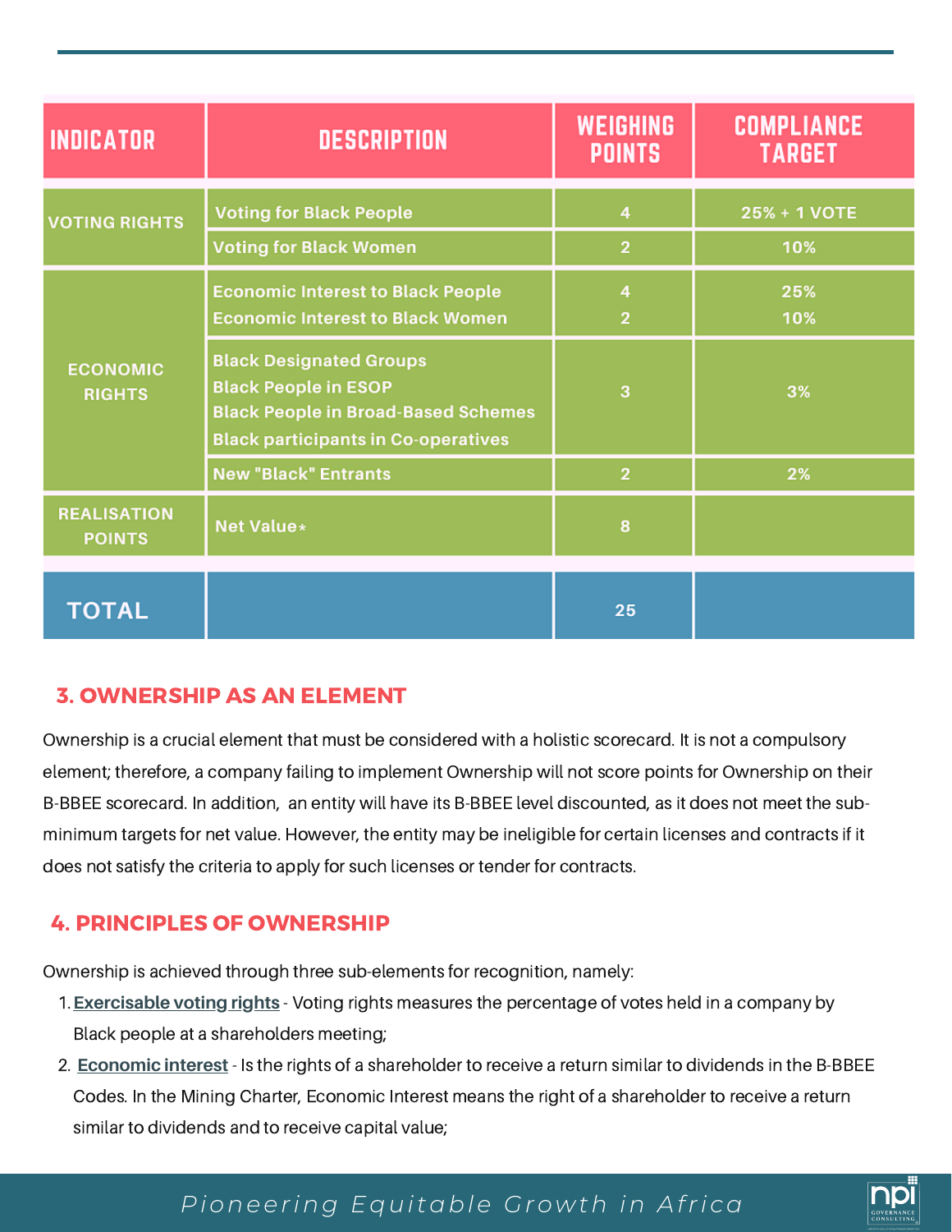| INDICATOR | DESCRIPTION | WEIGHING POINTS | COMPLIANCE TARGET |
|---|---|---|---|
| VOTING RIGHTS | Voting for Black People | 4 | 25% + 1 VOTE |
| | Voting for Black Women | 2 | 10% |
| ECONOMIC RIGHTS | Economic Interest to Black People<br>Economic Interest to Black Women | 4<br>2 | 25%<br>10% |
| | Black Designated Groups<br>Black People in ESOP<br>Black People in Broad-Based Schemes<br>Black participants in Co-operatives | 3 | 3% |
| | New "Black" Entrants | 2 | 2% |
| REALISATION POINTS | Net Value* | 8 | |
| TOTAL | | 25 | |

## 3. OWNERSHIP AS AN ELEMENT

Ownership is a crucial element that must be considered with a holistic scorecard. It is not a compulsory element; therefore, a company failing to implement Ownership will not score points for Ownership on their B-BBEE scorecard. In addition, an entity will have its B-BBEE level discounted, as it does not meet the sub-minimum targets for net value. However, the entity may be ineligible for certain licenses and contracts if it does not satisfy the criteria to apply for such licenses or tender for contracts.

## 4. PRINCIPLES OF OWNERSHIP

Ownership is achieved through three sub-elements for recognition, namely:

1. **Exercisable voting rights** - Voting rights measures the percentage of votes held in a company by Black people at a shareholders meeting;
2. **Economic interest** - Is the rights of a shareholder to receive a return similar to dividends in the B-BBEE Codes. In the Mining Charter, Economic Interest means the right of a shareholder to receive a return similar to dividends and to receive capital value;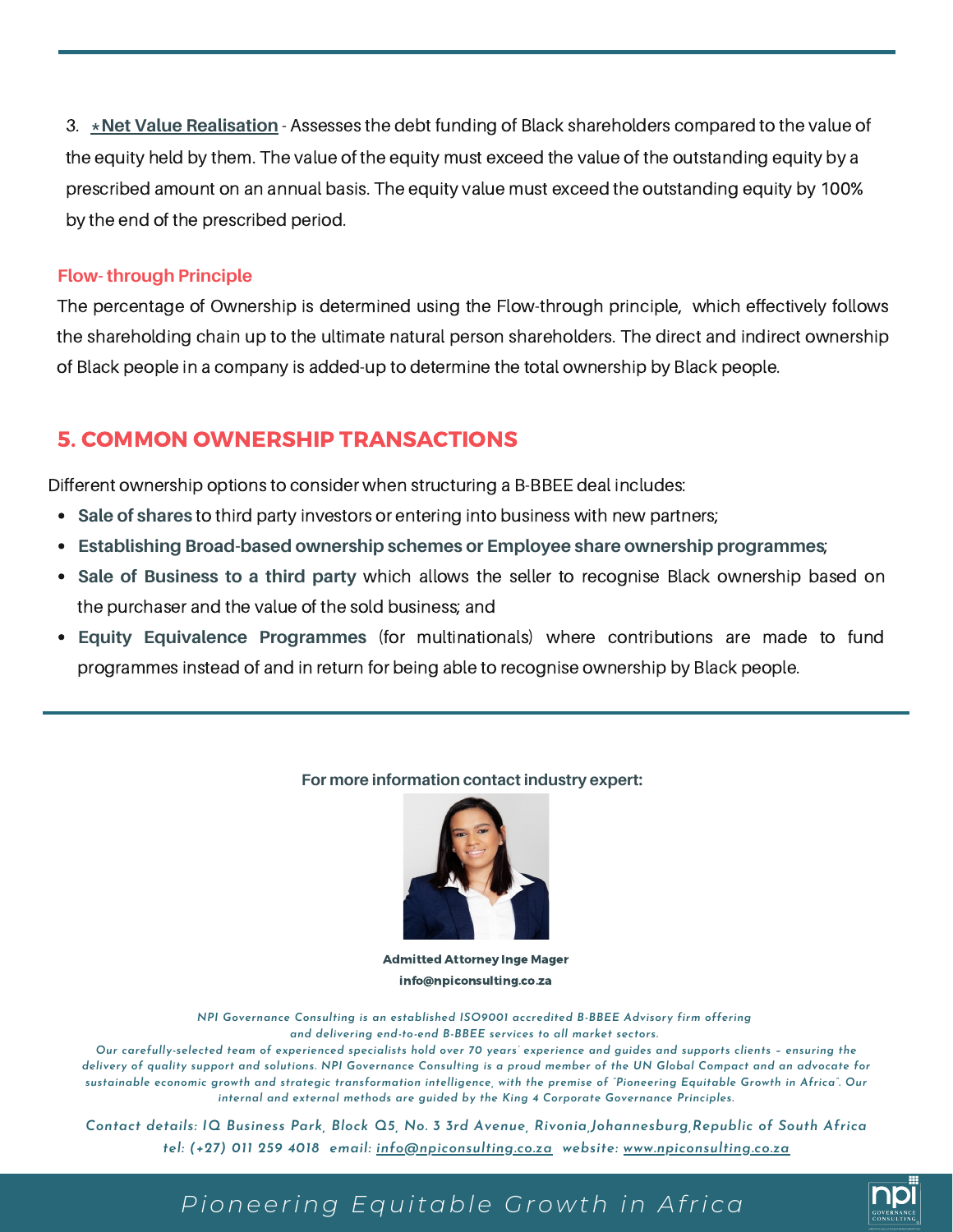3. ***Net Value Realisation** - Assesses the debt funding of Black shareholders compared to the value of the equity held by them. The value of the equity must exceed the value of the outstanding equity by a prescribed amount on an annual basis. The equity value must exceed the outstanding equity by 100% by the end of the prescribed period.

**Flow- through Principle**

The percentage of Ownership is determined using the Flow-through principle, which effectively follows the shareholding chain up to the ultimate natural person shareholders. The direct and indirect ownership of Black people in a company is added-up to determine the total ownership by Black people.

## 5. COMMON OWNERSHIP TRANSACTIONS

Different ownership options to consider when structuring a B-BBEE deal includes:

- **Sale of shares** to third party investors or entering into business with new partners;
- **Establishing Broad-based ownership schemes or Employee share ownership programmes**;
- **Sale of Business to a third party** which allows the seller to recognise Black ownership based on the purchaser and the value of the sold business; and
- **Equity Equivalence Programmes** (for multinationals) where contributions are made to fund programmes instead of and in return for being able to recognise ownership by Black people.

**For more information contact industry expert:**

**Admitted Attorney Inge Mager**
**info@npiconsulting.co.za**

*NPI Governance Consulting is an established ISO9001 accredited B-BBEE Advisory firm offering and delivering end-to-end B-BBEE services to all market sectors.*
*Our carefully-selected team of experienced specialists hold over 70 years' experience and guides and supports clients – ensuring the delivery of quality support and solutions. NPI Governance Consulting is a proud member of the UN Global Compact and an advocate for sustainable economic growth and strategic transformation intelligence, with the premise of "Pioneering Equitable Growth in Africa". Our internal and external methods are guided by the King 4 Corporate Governance Principles.*

*Contact details: IQ Business Park, Block Q5, No. 3 3rd Avenue, Rivonia,Johannesburg,Republic of South Africa*
*tel: (+27) 011 259 4018 email: info@npiconsulting.co.za website: www.npiconsulting.co.za*

*Pioneering Equitable Growth in Africa*